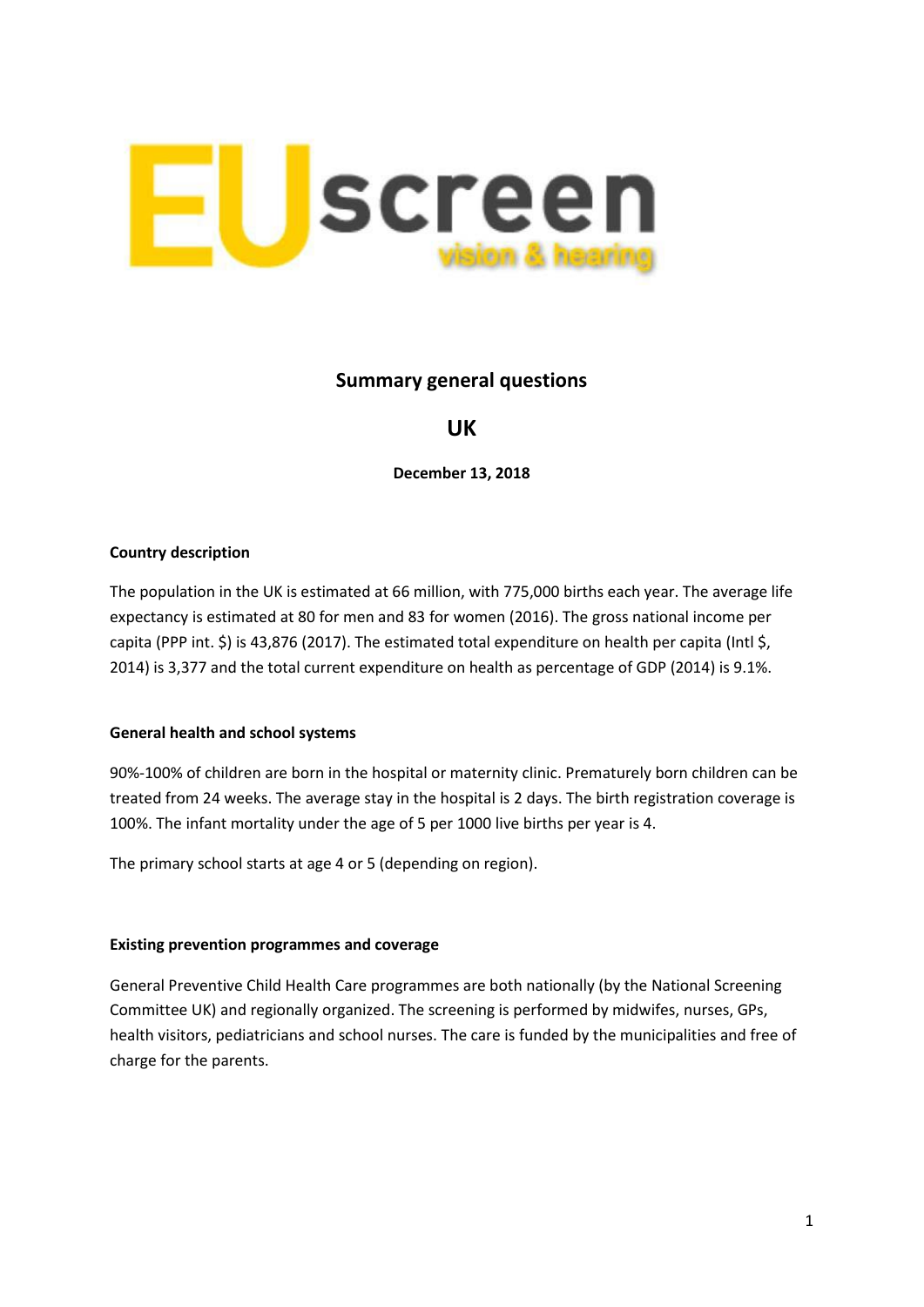EUscreen vision & hearing

## Summary general questions

## UK

**December 13, 2018**

**Country description**

The population in the UK is estimated at 66 million, with 775,000 births each year. The average life expectancy is estimated at 80 for men and 83 for women (2016). The gross national income per capita (PPP int. $) is 43,876 (2017). The estimated total expenditure on health per capita (Intl $, 2014) is 3,377 and the total current expenditure on health as percentage of GDP (2014) is 9.1%.

**General health and school systems**

90%-100% of children are born in the hospital or maternity clinic. Prematurely born children can be treated from 24 weeks. The average stay in the hospital is 2 days. The birth registration coverage is 100%. The infant mortality under the age of 5 per 1000 live births per year is 4.

The primary school starts at age 4 or 5 (depending on region).

**Existing prevention programmes and coverage**

General Preventive Child Health Care programmes are both nationally (by the National Screening Committee UK) and regionally organized. The screening is performed by midwifes, nurses, GPs, health visitors, pediatricians and school nurses. The care is funded by the municipalities and free of charge for the parents.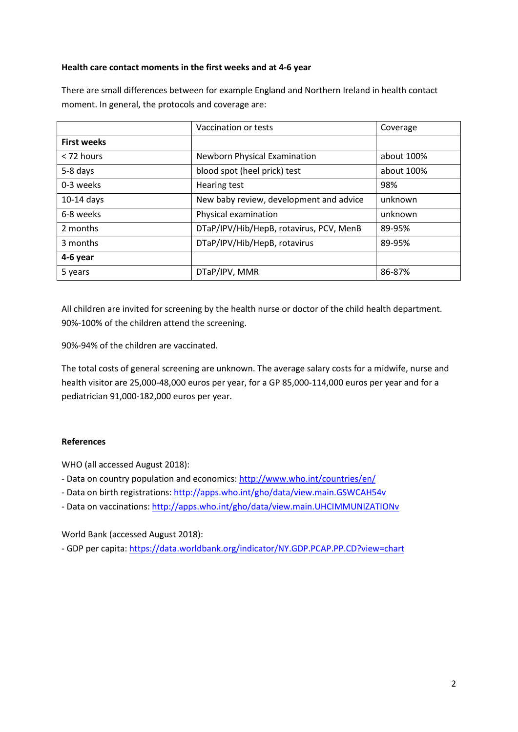**Health care contact moments in the first weeks and at 4-6 year**

There are small differences between for example England and Northern Ireland in health contact moment. In general, the protocols and coverage are:

| | Vaccination or tests | Coverage |
|---|---|---|
| **First weeks** | | |
| < 72 hours | Newborn Physical Examination | about 100% |
| 5-8 days | blood spot (heel prick) test | about 100% |
| 0-3 weeks | Hearing test | 98% |
| 10-14 days | New baby review, development and advice | unknown |
| 6-8 weeks | Physical examination | unknown |
| 2 months | DTaP/IPV/Hib/HepB, rotavirus, PCV, MenB | 89-95% |
| 3 months | DTaP/IPV/Hib/HepB, rotavirus | 89-95% |
| **4-6 year** | | |
| 5 years | DTaP/IPV, MMR | 86-87% |

All children are invited for screening by the health nurse or doctor of the child health department. 90%-100% of the children attend the screening.

90%-94% of the children are vaccinated.

The total costs of general screening are unknown. The average salary costs for a midwife, nurse and health visitor are 25,000-48,000 euros per year, for a GP 85,000-114,000 euros per year and for a pediatrician 91,000-182,000 euros per year.

**References**

WHO (all accessed August 2018):

- Data on country population and economics: http://www.who.int/countries/en/
- Data on birth registrations: http://apps.who.int/gho/data/view.main.GSWCAH54v
- Data on vaccinations: http://apps.who.int/gho/data/view.main.UHCIMMUNIZATIONv

World Bank (accessed August 2018):

- GDP per capita: https://data.worldbank.org/indicator/NY.GDP.PCAP.PP.CD?view=chart